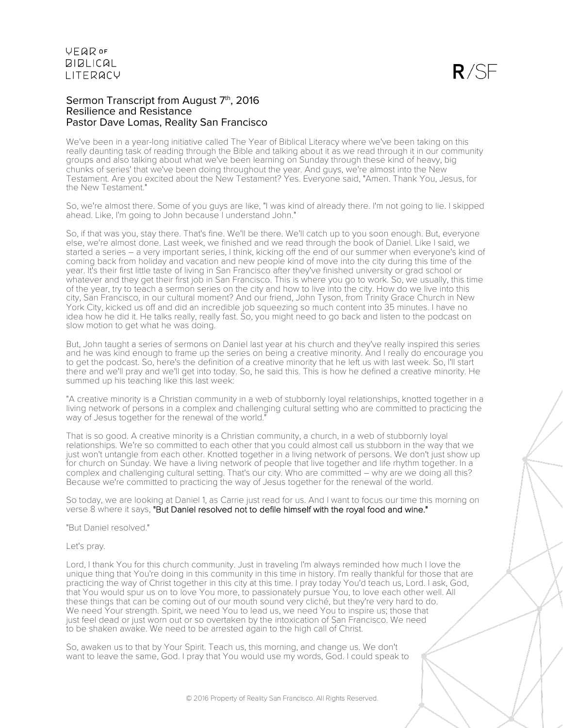Sermon Transcript from August 7th, 2016
Resilience and Resistance
Pastor Dave Lomas, Reality San Francisco

We've been in a year-long initiative called The Year of Biblical Literacy where we've been taking on this really daunting task of reading through the Bible and talking about it as we read through it in our community groups and also talking about what we've been learning on Sunday through these kind of heavy, big chunks of series' that we've been doing throughout the year. And guys, we're almost into the New Testament. Are you excited about the New Testament? Yes. Everyone said, "Amen. Thank You, Jesus, for the New Testament."

So, we're almost there. Some of you guys are like, "I was kind of already there. I'm not going to lie. I skipped ahead. Like, I'm going to John because I understand John."

So, if that was you, stay there. That's fine. We'll be there. We'll catch up to you soon enough. But, everyone else, we're almost done. Last week, we finished and we read through the book of Daniel. Like I said, we started a series – a very important series, I think, kicking off the end of our summer when everyone's kind of coming back from holiday and vacation and new people kind of move into the city during this time of the year. It's their first little taste of living in San Francisco after they've finished university or grad school or whatever and they get their first job in San Francisco. This is where you go to work. So, we usually, this time of the year, try to teach a sermon series on the city and how to live into the city. How do we live into this city, San Francisco, in our cultural moment? And our friend, John Tyson, from Trinity Grace Church in New York City, kicked us off and did an incredible job squeezing so much content into 35 minutes. I have no idea how he did it. He talks really, really fast. So, you might need to go back and listen to the podcast on slow motion to get what he was doing.

But, John taught a series of sermons on Daniel last year at his church and they've really inspired this series and he was kind enough to frame up the series on being a creative minority. And I really do encourage you to get the podcast. So, here's the definition of a creative minority that he left us with last week. So, I'll start there and we'll pray and we'll get into today. So, he said this. This is how he defined a creative minority. He summed up his teaching like this last week:

"A creative minority is a Christian community in a web of stubbornly loyal relationships, knotted together in a living network of persons in a complex and challenging cultural setting who are committed to practicing the way of Jesus together for the renewal of the world."

That is so good. A creative minority is a Christian community, a church, in a web of stubbornly loyal relationships. We're so committed to each other that you could almost call us stubborn in the way that we just won't untangle from each other. Knotted together in a living network of persons. We don't just show up for church on Sunday. We have a living network of people that live together and life rhythm together. In a complex and challenging cultural setting. That's our city. Who are committed – why are we doing all this? Because we're committed to practicing the way of Jesus together for the renewal of the world.

So today, we are looking at Daniel 1, as Carrie just read for us. And I want to focus our time this morning on verse 8 where it says, "But Daniel resolved not to defile himself with the royal food and wine."

"But Daniel resolved."

Let's pray.

Lord, I thank You for this church community. Just in traveling I'm always reminded how much I love the unique thing that You're doing in this community in this time in history. I'm really thankful for those that are practicing the way of Christ together in this city at this time. I pray today You'd teach us, Lord. I ask, God, that You would spur us on to love You more, to passionately pursue You, to love each other well. All these things that can be coming out of our mouth sound very cliché, but they're very hard to do. We need Your strength. Spirit, we need You to lead us, we need You to inspire us; those that just feel dead or just worn out or so overtaken by the intoxication of San Francisco. We need to be shaken awake. We need to be arrested again to the high call of Christ.

So, awaken us to that by Your Spirit. Teach us, this morning, and change us. We don't want to leave the same, God. I pray that You would use my words, God. I could speak to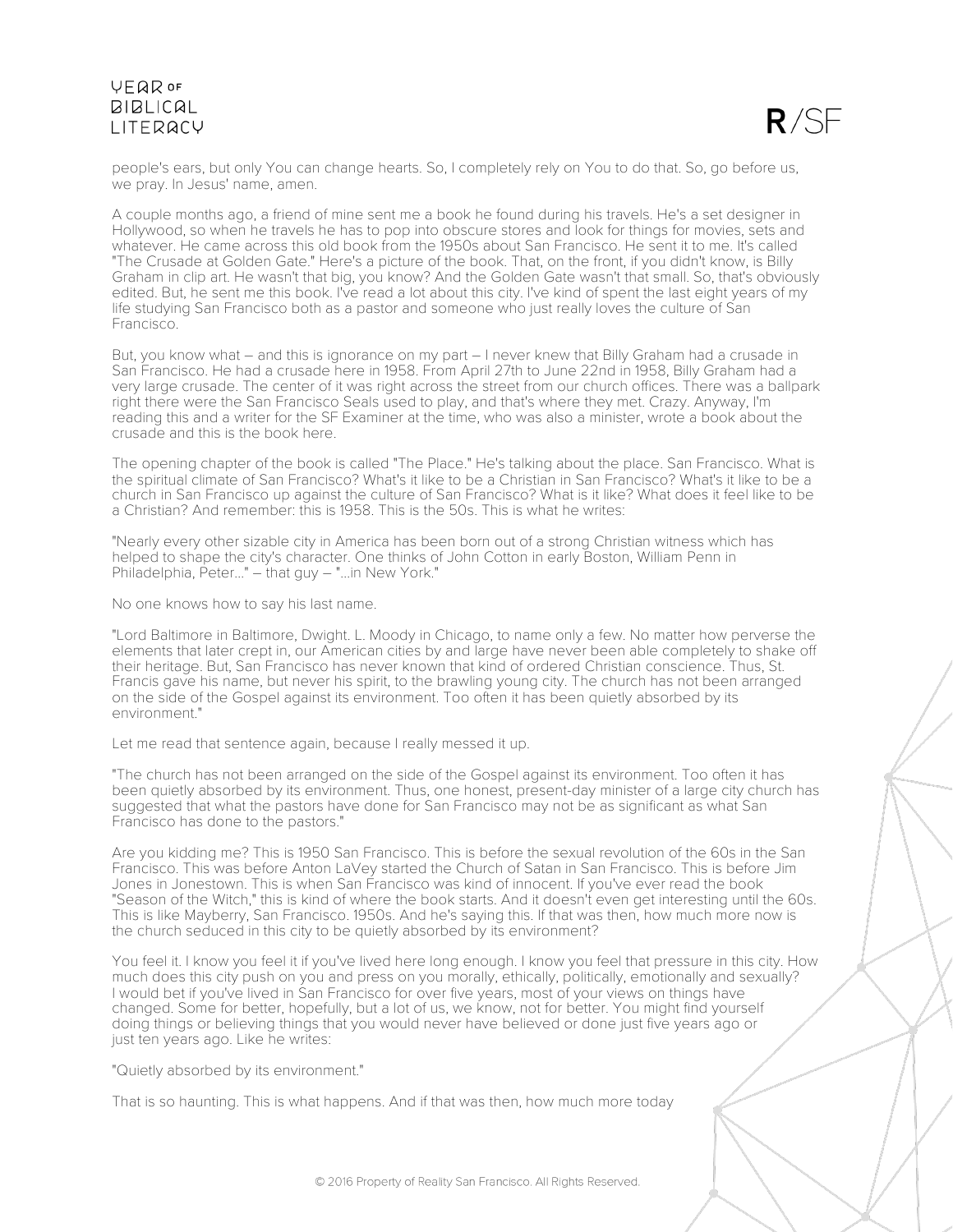people's ears, but only You can change hearts. So, I completely rely on You to do that. So, go before us, we pray. In Jesus' name, amen.

A couple months ago, a friend of mine sent me a book he found during his travels. He's a set designer in Hollywood, so when he travels he has to pop into obscure stores and look for things for movies, sets and whatever. He came across this old book from the 1950s about San Francisco. He sent it to me. It's called "The Crusade at Golden Gate." Here's a picture of the book. That, on the front, if you didn't know, is Billy Graham in clip art. He wasn't that big, you know? And the Golden Gate wasn't that small. So, that's obviously edited. But, he sent me this book. I've read a lot about this city. I've kind of spent the last eight years of my life studying San Francisco both as a pastor and someone who just really loves the culture of San Francisco.

But, you know what – and this is ignorance on my part – I never knew that Billy Graham had a crusade in San Francisco. He had a crusade here in 1958. From April 27th to June 22nd in 1958, Billy Graham had a very large crusade. The center of it was right across the street from our church offices. There was a ballpark right there were the San Francisco Seals used to play, and that's where they met. Crazy. Anyway, I'm reading this and a writer for the SF Examiner at the time, who was also a minister, wrote a book about the crusade and this is the book here.

The opening chapter of the book is called "The Place." He's talking about the place. San Francisco. What is the spiritual climate of San Francisco? What's it like to be a Christian in San Francisco? What's it like to be a church in San Francisco up against the culture of San Francisco? What is it like? What does it feel like to be a Christian? And remember: this is 1958. This is the 50s. This is what he writes:

"Nearly every other sizable city in America has been born out of a strong Christian witness which has helped to shape the city's character. One thinks of John Cotton in early Boston, William Penn in Philadelphia, Peter..." – that guy – "...in New York."

No one knows how to say his last name.

"Lord Baltimore in Baltimore, Dwight. L. Moody in Chicago, to name only a few. No matter how perverse the elements that later crept in, our American cities by and large have never been able completely to shake off their heritage. But, San Francisco has never known that kind of ordered Christian conscience. Thus, St. Francis gave his name, but never his spirit, to the brawling young city. The church has not been arranged on the side of the Gospel against its environment. Too often it has been quietly absorbed by its environment."

Let me read that sentence again, because I really messed it up.

"The church has not been arranged on the side of the Gospel against its environment. Too often it has been quietly absorbed by its environment. Thus, one honest, present-day minister of a large city church has suggested that what the pastors have done for San Francisco may not be as significant as what San Francisco has done to the pastors."

Are you kidding me? This is 1950 San Francisco. This is before the sexual revolution of the 60s in the San Francisco. This was before Anton LaVey started the Church of Satan in San Francisco. This is before Jim Jones in Jonestown. This is when San Francisco was kind of innocent. If you've ever read the book "Season of the Witch," this is kind of where the book starts. And it doesn't even get interesting until the 60s. This is like Mayberry, San Francisco. 1950s. And he's saying this. If that was then, how much more now is the church seduced in this city to be quietly absorbed by its environment?

You feel it. I know you feel it if you've lived here long enough. I know you feel that pressure in this city. How much does this city push on you and press on you morally, ethically, politically, emotionally and sexually? I would bet if you've lived in San Francisco for over five years, most of your views on things have changed. Some for better, hopefully, but a lot of us, we know, not for better. You might find yourself doing things or believing things that you would never have believed or done just five years ago or just ten years ago. Like he writes:

"Quietly absorbed by its environment."

That is so haunting. This is what happens. And if that was then, how much more today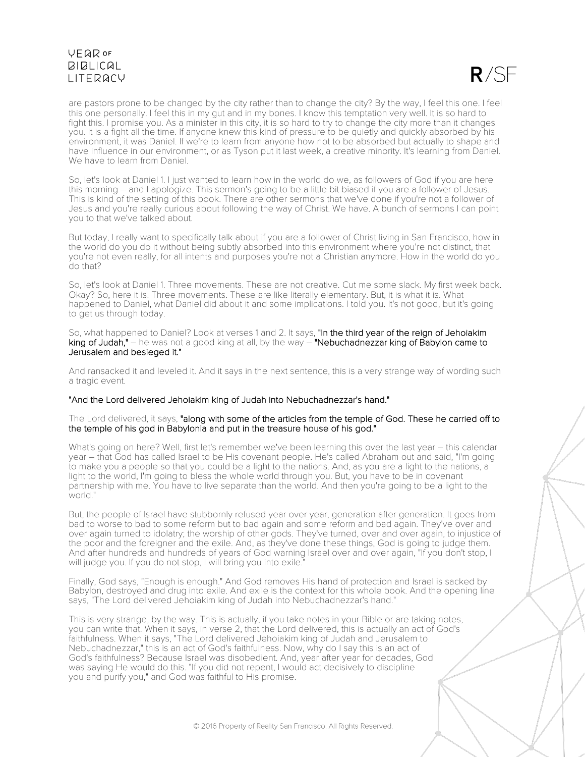are pastors prone to be changed by the city rather than to change the city? By the way, I feel this one. I feel this one personally. I feel this in my gut and in my bones. I know this temptation very well. It is so hard to fight this. I promise you. As a minister in this city, it is so hard to try to change the city more than it changes you. It is a fight all the time. If anyone knew this kind of pressure to be quietly and quickly absorbed by his environment, it was Daniel. If we're to learn from anyone how not to be absorbed but actually to shape and have influence in our environment, or as Tyson put it last week, a creative minority. It's learning from Daniel. We have to learn from Daniel.

So, let's look at Daniel 1. I just wanted to learn how in the world do we, as followers of God if you are here this morning – and I apologize. This sermon's going to be a little bit biased if you are a follower of Jesus. This is kind of the setting of this book. There are other sermons that we've done if you're not a follower of Jesus and you're really curious about following the way of Christ. We have. A bunch of sermons I can point you to that we've talked about.

But today, I really want to specifically talk about if you are a follower of Christ living in San Francisco, how in the world do you do it without being subtly absorbed into this environment where you're not distinct, that you're not even really, for all intents and purposes you're not a Christian anymore. How in the world do you do that?

So, let's look at Daniel 1. Three movements. These are not creative. Cut me some slack. My first week back. Okay? So, here it is. Three movements. These are like literally elementary. But, it is what it is. What happened to Daniel, what Daniel did about it and some implications. I told you. It's not good, but it's going to get us through today.

So, what happened to Daniel? Look at verses 1 and 2. It says, **"In the third year of the reign of Jehoiakim king of Judah,"** – he was not a good king at all, by the way – **"Nebuchadnezzar king of Babylon came to Jerusalem and besieged it."**

And ransacked it and leveled it. And it says in the next sentence, this is a very strange way of wording such a tragic event.

**"And the Lord delivered Jehoiakim king of Judah into Nebuchadnezzar's hand."**

The Lord delivered, it says, **"along with some of the articles from the temple of God. These he carried off to the temple of his god in Babylonia and put in the treasure house of his god."**

What's going on here? Well, first let's remember we've been learning this over the last year – this calendar year – that God has called Israel to be His covenant people. He's called Abraham out and said, "I'm going to make you a people so that you could be a light to the nations. And, as you are a light to the nations, a light to the world, I'm going to bless the whole world through you. But, you have to be in covenant partnership with me. You have to live separate than the world. And then you're going to be a light to the world."

But, the people of Israel have stubbornly refused year over year, generation after generation. It goes from bad to worse to bad to some reform but to bad again and some reform and bad again. They've over and over again turned to idolatry; the worship of other gods. They've turned, over and over again, to injustice of the poor and the foreigner and the exile. And, as they've done these things, God is going to judge them. And after hundreds and hundreds of years of God warning Israel over and over again, "If you don't stop, I will judge you. If you do not stop, I will bring you into exile."

Finally, God says, "Enough is enough." And God removes His hand of protection and Israel is sacked by Babylon, destroyed and drug into exile. And exile is the context for this whole book. And the opening line says, "The Lord delivered Jehoiakim king of Judah into Nebuchadnezzar's hand."

This is very strange, by the way. This is actually, if you take notes in your Bible or are taking notes, you can write that. When it says, in verse 2, that the Lord delivered, this is actually an act of God's faithfulness. When it says, "The Lord delivered Jehoiakim king of Judah and Jerusalem to Nebuchadnezzar," this is an act of God's faithfulness. Now, why do I say this is an act of God's faithfulness? Because Israel was disobedient. And, year after year for decades, God was saying He would do this. "If you did not repent, I would act decisively to discipline you and purify you," and God was faithful to His promise.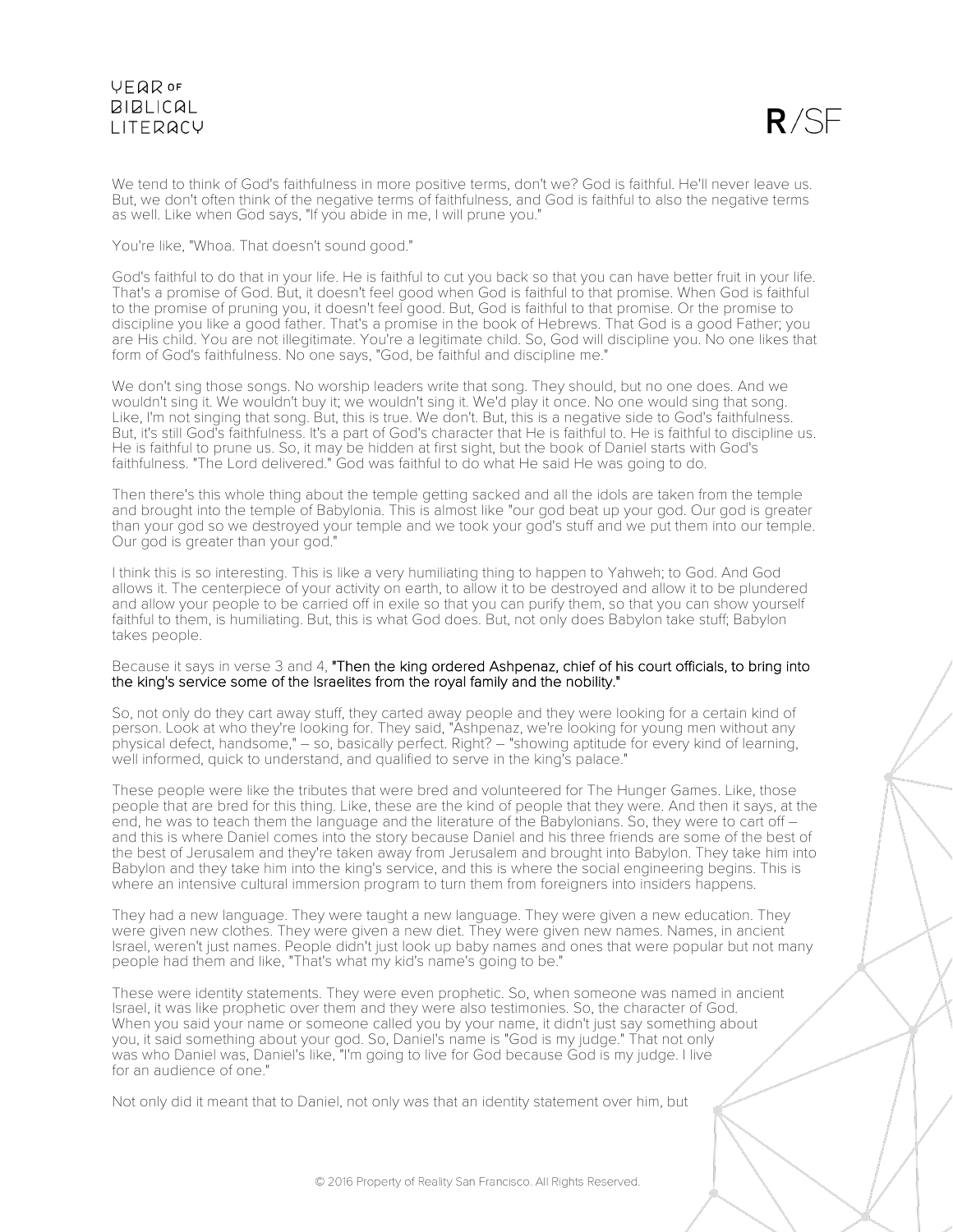We tend to think of God's faithfulness in more positive terms, don't we? God is faithful. He'll never leave us. But, we don't often think of the negative terms of faithfulness, and God is faithful to also the negative terms as well. Like when God says, "If you abide in me, I will prune you."

You're like, "Whoa. That doesn't sound good."

God's faithful to do that in your life. He is faithful to cut you back so that you can have better fruit in your life. That's a promise of God. But, it doesn't feel good when God is faithful to that promise. When God is faithful to the promise of pruning you, it doesn't feel good. But, God is faithful to that promise. Or the promise to discipline you like a good father. That's a promise in the book of Hebrews. That God is a good Father; you are His child. You are not illegitimate. You're a legitimate child. So, God will discipline you. No one likes that form of God's faithfulness. No one says, "God, be faithful and discipline me."

We don't sing those songs. No worship leaders write that song. They should, but no one does. And we wouldn't sing it. We wouldn't buy it; we wouldn't sing it. We'd play it once. No one would sing that song. Like, I'm not singing that song. But, this is true. We don't. But, this is a negative side to God's faithfulness. But, it's still God's faithfulness. It's a part of God's character that He is faithful to. He is faithful to discipline us. He is faithful to prune us. So, it may be hidden at first sight, but the book of Daniel starts with God's faithfulness. "The Lord delivered." God was faithful to do what He said He was going to do.

Then there's this whole thing about the temple getting sacked and all the idols are taken from the temple and brought into the temple of Babylonia. This is almost like "our god beat up your god. Our god is greater than your god so we destroyed your temple and we took your god's stuff and we put them into our temple. Our god is greater than your god."

I think this is so interesting. This is like a very humiliating thing to happen to Yahweh; to God. And God allows it. The centerpiece of your activity on earth, to allow it to be destroyed and allow it to be plundered and allow your people to be carried off in exile so that you can purify them, so that you can show yourself faithful to them, is humiliating. But, this is what God does. But, not only does Babylon take stuff; Babylon takes people.

Because it says in verse 3 and 4, "Then the king ordered Ashpenaz, chief of his court officials, to bring into the king's service some of the Israelites from the royal family and the nobility."

So, not only do they cart away stuff, they carted away people and they were looking for a certain kind of person. Look at who they're looking for. They said, "Ashpenaz, we're looking for young men without any physical defect, handsome," – so, basically perfect. Right? – "showing aptitude for every kind of learning, well informed, quick to understand, and qualified to serve in the king's palace."

These people were like the tributes that were bred and volunteered for The Hunger Games. Like, those people that are bred for this thing. Like, these are the kind of people that they were. And then it says, at the end, he was to teach them the language and the literature of the Babylonians. So, they were to cart off – and this is where Daniel comes into the story because Daniel and his three friends are some of the best of the best of Jerusalem and they're taken away from Jerusalem and brought into Babylon. They take him into Babylon and they take him into the king's service, and this is where the social engineering begins. This is where an intensive cultural immersion program to turn them from foreigners into insiders happens.

They had a new language. They were taught a new language. They were given a new education. They were given new clothes. They were given a new diet. They were given new names. Names, in ancient Israel, weren't just names. People didn't just look up baby names and ones that were popular but not many people had them and like, "That's what my kid's name's going to be."

These were identity statements. They were even prophetic. So, when someone was named in ancient Israel, it was like prophetic over them and they were also testimonies. So, the character of God. When you said your name or someone called you by your name, it didn't just say something about you, it said something about your god. So, Daniel's name is "God is my judge." That not only was who Daniel was, Daniel's like, "I'm going to live for God because God is my judge. I live for an audience of one."

Not only did it meant that to Daniel, not only was that an identity statement over him, but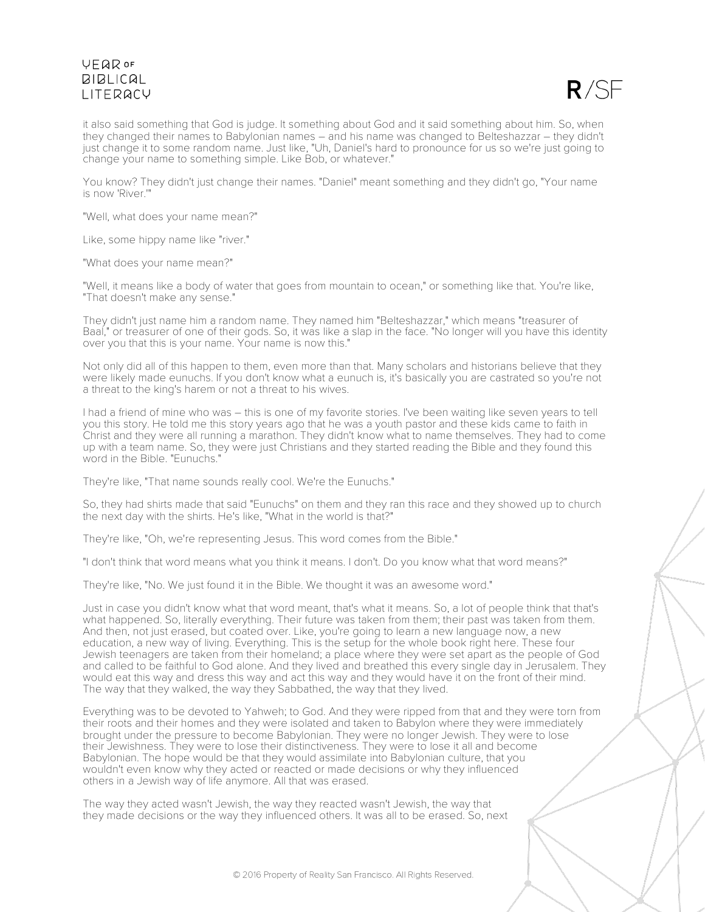it also said something that God is judge. It something about God and it said something about him. So, when they changed their names to Babylonian names – and his name was changed to Belteshazzar – they didn't just change it to some random name. Just like, "Uh, Daniel's hard to pronounce for us so we're just going to change your name to something simple. Like Bob, or whatever."

You know? They didn't just change their names. "Daniel" meant something and they didn't go, "Your name is now 'River.'"

"Well, what does your name mean?"

Like, some hippy name like "river."

"What does your name mean?"

"Well, it means like a body of water that goes from mountain to ocean," or something like that. You're like, "That doesn't make any sense."

They didn't just name him a random name. They named him "Belteshazzar," which means "treasurer of Baal," or treasurer of one of their gods. So, it was like a slap in the face. "No longer will you have this identity over you that this is your name. Your name is now this."

Not only did all of this happen to them, even more than that. Many scholars and historians believe that they were likely made eunuchs. If you don't know what a eunuch is, it's basically you are castrated so you're not a threat to the king's harem or not a threat to his wives.

I had a friend of mine who was – this is one of my favorite stories. I've been waiting like seven years to tell you this story. He told me this story years ago that he was a youth pastor and these kids came to faith in Christ and they were all running a marathon. They didn't know what to name themselves. They had to come up with a team name. So, they were just Christians and they started reading the Bible and they found this word in the Bible. "Eunuchs."

They're like, "That name sounds really cool. We're the Eunuchs."

So, they had shirts made that said "Eunuchs" on them and they ran this race and they showed up to church the next day with the shirts. He's like, "What in the world is that?"

They're like, "Oh, we're representing Jesus. This word comes from the Bible."

"I don't think that word means what you think it means. I don't. Do you know what that word means?"

They're like, "No. We just found it in the Bible. We thought it was an awesome word."

Just in case you didn't know what that word meant, that's what it means. So, a lot of people think that that's what happened. So, literally everything. Their future was taken from them; their past was taken from them. And then, not just erased, but coated over. Like, you're going to learn a new language now, a new education, a new way of living. Everything. This is the setup for the whole book right here. These four Jewish teenagers are taken from their homeland; a place where they were set apart as the people of God and called to be faithful to God alone. And they lived and breathed this every single day in Jerusalem. They would eat this way and dress this way and act this way and they would have it on the front of their mind. The way that they walked, the way they Sabbathed, the way that they lived.

Everything was to be devoted to Yahweh; to God. And they were ripped from that and they were torn from their roots and their homes and they were isolated and taken to Babylon where they were immediately brought under the pressure to become Babylonian. They were no longer Jewish. They were to lose their Jewishness. They were to lose their distinctiveness. They were to lose it all and become Babylonian. The hope would be that they would assimilate into Babylonian culture, that you wouldn't even know why they acted or reacted or made decisions or why they influenced others in a Jewish way of life anymore. All that was erased.

The way they acted wasn't Jewish, the way they reacted wasn't Jewish, the way that they made decisions or the way they influenced others. It was all to be erased. So, next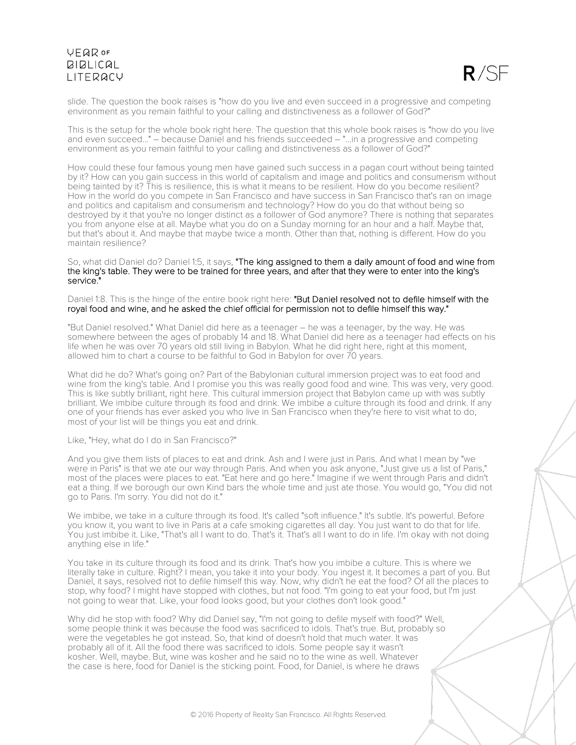slide. The question the book raises is "how do you live and even succeed in a progressive and competing environment as you remain faithful to your calling and distinctiveness as a follower of God?"

This is the setup for the whole book right here. The question that this whole book raises is "how do you live and even succeed..." – because Daniel and his friends succeeded – "...in a progressive and competing environment as you remain faithful to your calling and distinctiveness as a follower of God?"

How could these four famous young men have gained such success in a pagan court without being tainted by it? How can you gain success in this world of capitalism and image and politics and consumerism without being tainted by it? This is resilience, this is what it means to be resilient. How do you become resilient? How in the world do you compete in San Francisco and have success in San Francisco that's ran on image and politics and capitalism and consumerism and technology? How do you do that without being so destroyed by it that you're no longer distinct as a follower of God anymore? There is nothing that separates you from anyone else at all. Maybe what you do on a Sunday morning for an hour and a half. Maybe that, but that's about it. And maybe that maybe twice a month. Other than that, nothing is different. How do you maintain resilience?

So, what did Daniel do? Daniel 1:5, it says, **"The king assigned to them a daily amount of food and wine from the king's table. They were to be trained for three years, and after that they were to enter into the king's service."**

Daniel 1:8. This is the hinge of the entire book right here: **"But Daniel resolved not to defile himself with the royal food and wine, and he asked the chief official for permission not to defile himself this way."**

"But Daniel resolved." What Daniel did here as a teenager – he was a teenager, by the way. He was somewhere between the ages of probably 14 and 18. What Daniel did here as a teenager had effects on his life when he was over 70 years old still living in Babylon. What he did right here, right at this moment, allowed him to chart a course to be faithful to God in Babylon for over 70 years.

What did he do? What's going on? Part of the Babylonian cultural immersion project was to eat food and wine from the king's table. And I promise you this was really good food and wine. This was very, very good. This is like subtly brilliant, right here. This cultural immersion project that Babylon came up with was subtly brilliant. We imbibe culture through its food and drink. We imbibe a culture through its food and drink. If any one of your friends has ever asked you who live in San Francisco when they're here to visit what to do, most of your list will be things you eat and drink.

Like, "Hey, what do I do in San Francisco?"

And you give them lists of places to eat and drink. Ash and I were just in Paris. And what I mean by "we were in Paris" is that we ate our way through Paris. And when you ask anyone, "Just give us a list of Paris," most of the places were places to eat. "Eat here and go here." Imagine if we went through Paris and didn't eat a thing. If we borough our own Kind bars the whole time and just ate those. You would go, "You did not go to Paris. I'm sorry. You did not do it."

We imbibe, we take in a culture through its food. It's called "soft influence." It's subtle. It's powerful. Before you know it, you want to live in Paris at a cafe smoking cigarettes all day. You just want to do that for life. You just imbibe it. Like, "That's all I want to do. That's it. That's all I want to do in life. I'm okay with not doing anything else in life."

You take in its culture through its food and its drink. That's how you imbibe a culture. This is where we literally take in culture. Right? I mean, you take it into your body. You ingest it. It becomes a part of you. But Daniel, it says, resolved not to defile himself this way. Now, why didn't he eat the food? Of all the places to stop, why food? I might have stopped with clothes, but not food. "I'm going to eat your food, but I'm just not going to wear that. Like, your food looks good, but your clothes don't look good."

Why did he stop with food? Why did Daniel say, "I'm not going to defile myself with food?" Well, some people think it was because the food was sacrificed to idols. That's true. But, probably so were the vegetables he got instead. So, that kind of doesn't hold that much water. It was probably all of it. All the food there was sacrificed to idols. Some people say it wasn't kosher. Well, maybe. But, wine was kosher and he said no to the wine as well. Whatever the case is here, food for Daniel is the sticking point. Food, for Daniel, is where he draws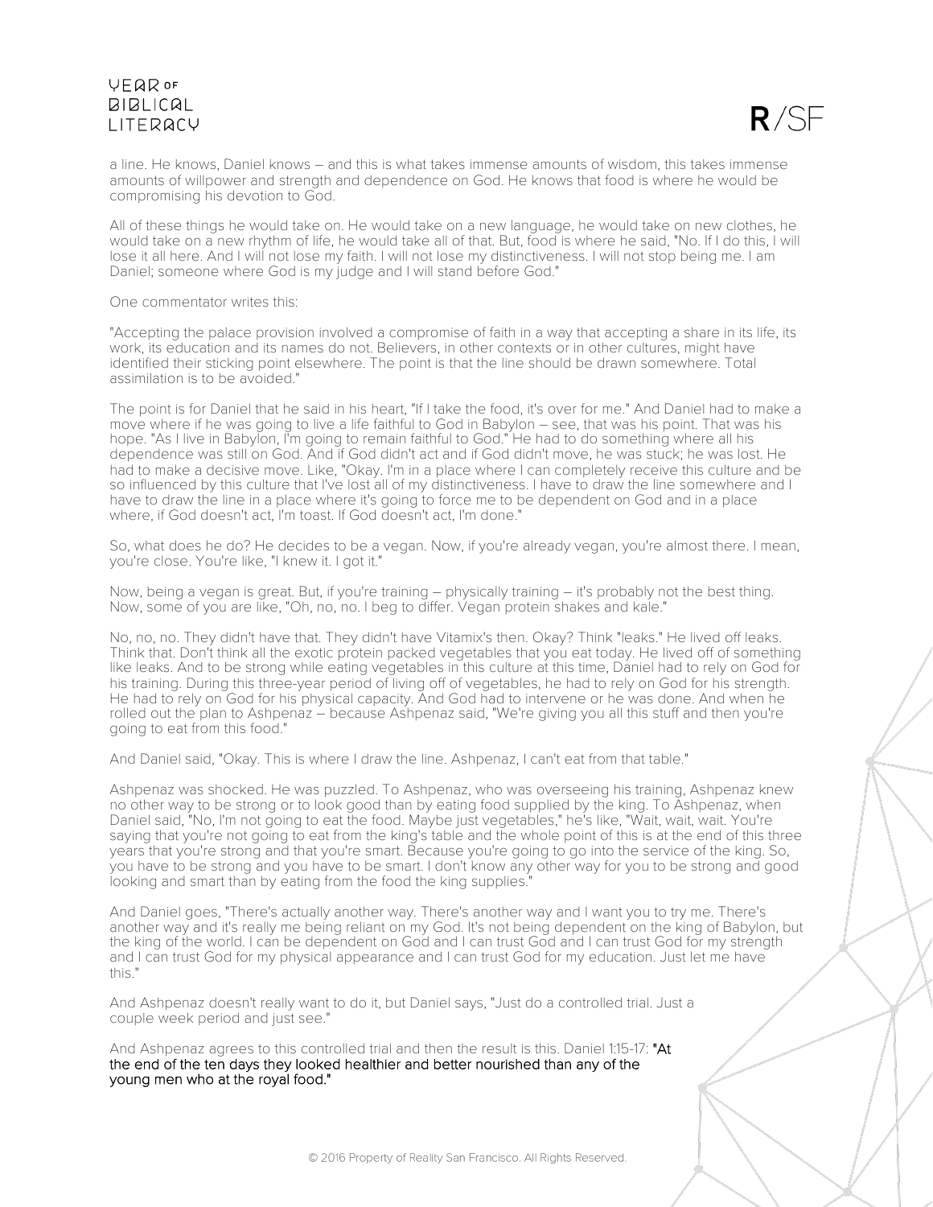a line. He knows, Daniel knows – and this is what takes immense amounts of wisdom, this takes immense amounts of willpower and strength and dependence on God. He knows that food is where he would be compromising his devotion to God.

All of these things he would take on. He would take on a new language, he would take on new clothes, he would take on a new rhythm of life, he would take all of that. But, food is where he said, "No. If I do this, I will lose it all here. And I will not lose my faith. I will not lose my distinctiveness. I will not stop being me. I am Daniel; someone where God is my judge and I will stand before God."

One commentator writes this:

"Accepting the palace provision involved a compromise of faith in a way that accepting a share in its life, its work, its education and its names do not. Believers, in other contexts or in other cultures, might have identified their sticking point elsewhere. The point is that the line should be drawn somewhere. Total assimilation is to be avoided."

The point is for Daniel that he said in his heart, "If I take the food, it's over for me." And Daniel had to make a move where if he was going to live a life faithful to God in Babylon – see, that was his point. That was his hope. "As I live in Babylon, I'm going to remain faithful to God." He had to do something where all his dependence was still on God. And if God didn't act and if God didn't move, he was stuck; he was lost. He had to make a decisive move. Like, "Okay. I'm in a place where I can completely receive this culture and be so influenced by this culture that I've lost all of my distinctiveness. I have to draw the line somewhere and I have to draw the line in a place where it's going to force me to be dependent on God and in a place where, if God doesn't act, I'm toast. If God doesn't act, I'm done."

So, what does he do? He decides to be a vegan. Now, if you're already vegan, you're almost there. I mean, you're close. You're like, "I knew it. I got it."

Now, being a vegan is great. But, if you're training – physically training – it's probably not the best thing. Now, some of you are like, "Oh, no, no. I beg to differ. Vegan protein shakes and kale."

No, no, no. They didn't have that. They didn't have Vitamix's then. Okay? Think "leaks." He lived off leaks. Think that. Don't think all the exotic protein packed vegetables that you eat today. He lived off of something like leaks. And to be strong while eating vegetables in this culture at this time, Daniel had to rely on God for his training. During this three-year period of living off of vegetables, he had to rely on God for his strength. He had to rely on God for his physical capacity. And God had to intervene or he was done. And when he rolled out the plan to Ashpenaz – because Ashpenaz said, "We're giving you all this stuff and then you're going to eat from this food."

And Daniel said, "Okay. This is where I draw the line. Ashpenaz, I can't eat from that table."

Ashpenaz was shocked. He was puzzled. To Ashpenaz, who was overseeing his training, Ashpenaz knew no other way to be strong or to look good than by eating food supplied by the king. To Ashpenaz, when Daniel said, "No, I'm not going to eat the food. Maybe just vegetables," he's like, "Wait, wait, wait. You're saying that you're not going to eat from the king's table and the whole point of this is at the end of this three years that you're strong and that you're smart. Because you're going to go into the service of the king. So, you have to be strong and you have to be smart. I don't know any other way for you to be strong and good looking and smart than by eating from the food the king supplies."

And Daniel goes, "There's actually another way. There's another way and I want you to try me. There's another way and it's really me being reliant on my God. It's not being dependent on the king of Babylon, but the king of the world. I can be dependent on God and I can trust God and I can trust God for my strength and I can trust God for my physical appearance and I can trust God for my education. Just let me have this."

And Ashpenaz doesn't really want to do it, but Daniel says, "Just do a controlled trial. Just a couple week period and just see."

And Ashpenaz agrees to this controlled trial and then the result is this. Daniel 1:15-17: "At the end of the ten days they looked healthier and better nourished than any of the young men who at the royal food."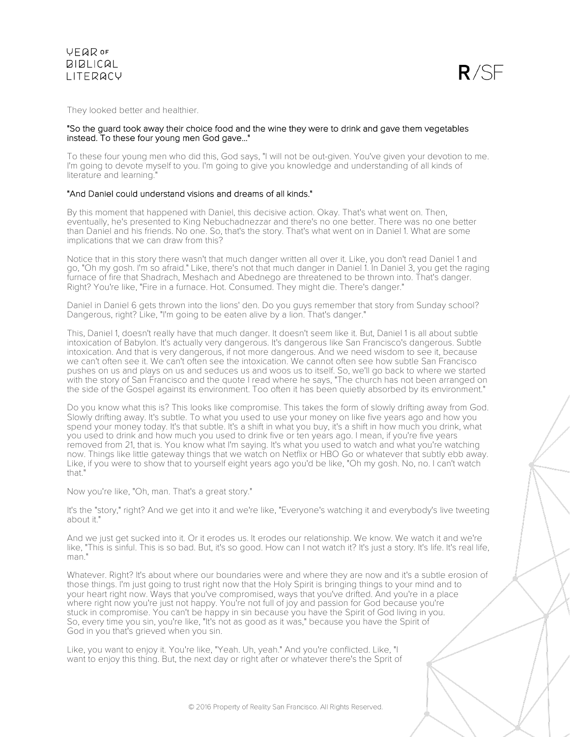They looked better and healthier.

**"So the guard took away their choice food and the wine they were to drink and gave them vegetables instead. To these four young men God gave..."**

To these four young men who did this, God says, "I will not be out-given. You've given your devotion to me. I'm going to devote myself to you. I'm going to give you knowledge and understanding of all kinds of literature and learning."

**"And Daniel could understand visions and dreams of all kinds."**

By this moment that happened with Daniel, this decisive action. Okay. That's what went on. Then, eventually, he's presented to King Nebuchadnezzar and there's no one better. There was no one better than Daniel and his friends. No one. So, that's the story. That's what went on in Daniel 1. What are some implications that we can draw from this?

Notice that in this story there wasn't that much danger written all over it. Like, you don't read Daniel 1 and go, "Oh my gosh. I'm so afraid." Like, there's not that much danger in Daniel 1. In Daniel 3, you get the raging furnace of fire that Shadrach, Meshach and Abednego are threatened to be thrown into. That's danger. Right? You're like, "Fire in a furnace. Hot. Consumed. They might die. There's danger."

Daniel in Daniel 6 gets thrown into the lions' den. Do you guys remember that story from Sunday school? Dangerous, right? Like, "I'm going to be eaten alive by a lion. That's danger."

This, Daniel 1, doesn't really have that much danger. It doesn't seem like it. But, Daniel 1 is all about subtle intoxication of Babylon. It's actually very dangerous. It's dangerous like San Francisco's dangerous. Subtle intoxication. And that is very dangerous, if not more dangerous. And we need wisdom to see it, because we can't often see it. We can't often see the intoxication. We cannot often see how subtle San Francisco pushes on us and plays on us and seduces us and woos us to itself. So, we'll go back to where we started with the story of San Francisco and the quote I read where he says, "The church has not been arranged on the side of the Gospel against its environment. Too often it has been quietly absorbed by its environment."

Do you know what this is? This looks like compromise. This takes the form of slowly drifting away from God. Slowly drifting away. It's subtle. To what you used to use your money on like five years ago and how you spend your money today. It's that subtle. It's a shift in what you buy, it's a shift in how much you drink, what you used to drink and how much you used to drink five or ten years ago. I mean, if you're five years removed from 21, that is. You know what I'm saying. It's what you used to watch and what you're watching now. Things like little gateway things that we watch on Netflix or HBO Go or whatever that subtly ebb away. Like, if you were to show that to yourself eight years ago you'd be like, "Oh my gosh. No, no. I can't watch that."

Now you're like, "Oh, man. That's a great story."

It's the "story," right? And we get into it and we're like, "Everyone's watching it and everybody's live tweeting about it."

And we just get sucked into it. Or it erodes us. It erodes our relationship. We know. We watch it and we're like, "This is sinful. This is so bad. But, it's so good. How can I not watch it? It's just a story. It's life. It's real life, man."

Whatever. Right? It's about where our boundaries were and where they are now and it's a subtle erosion of those things. I'm just going to trust right now that the Holy Spirit is bringing things to your mind and to your heart right now. Ways that you've compromised, ways that you've drifted. And you're in a place where right now you're just not happy. You're not full of joy and passion for God because you're stuck in compromise. You can't be happy in sin because you have the Spirit of God living in you. So, every time you sin, you're like, "It's not as good as it was," because you have the Spirit of God in you that's grieved when you sin.

Like, you want to enjoy it. You're like, "Yeah. Uh, yeah." And you're conflicted. Like, "I want to enjoy this thing. But, the next day or right after or whatever there's the Sprit of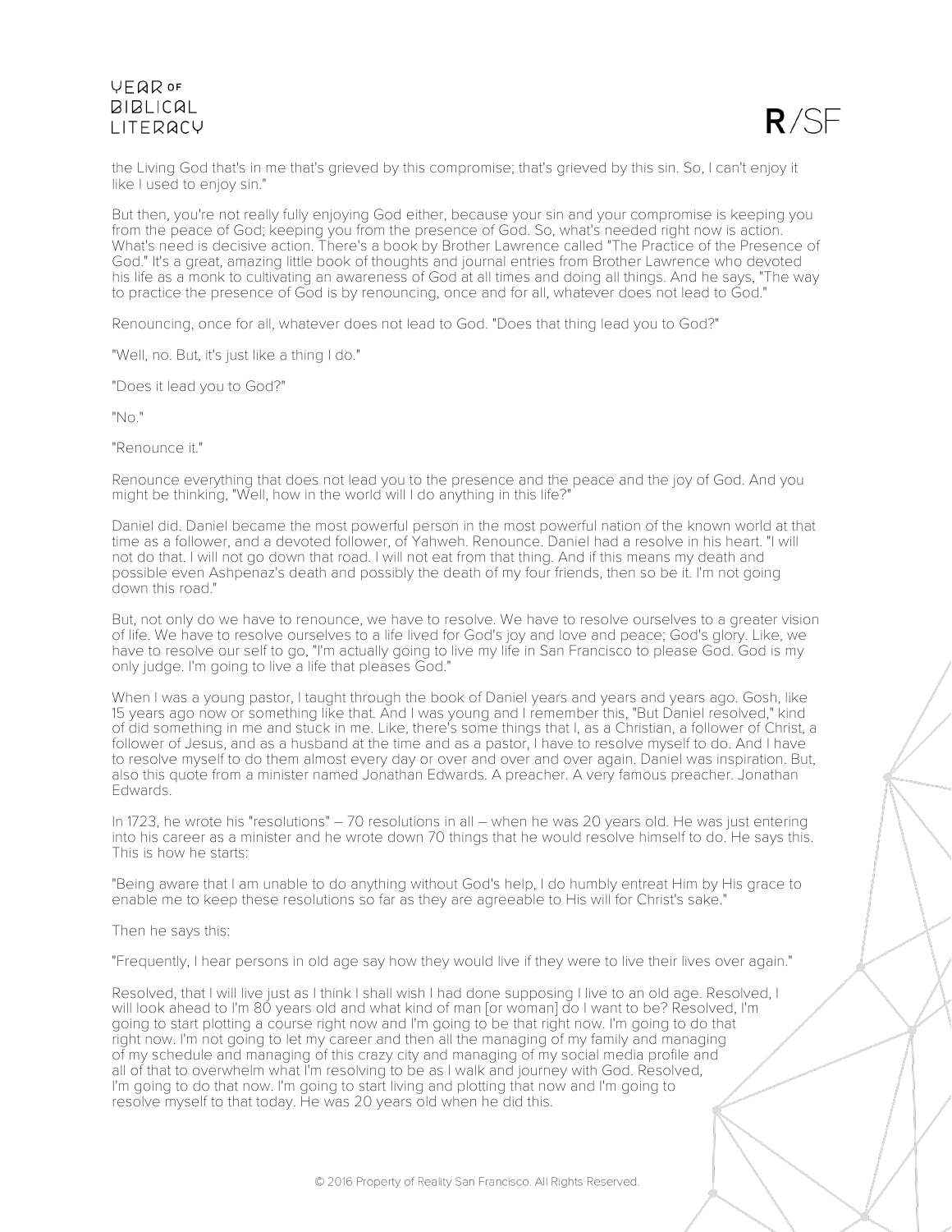the Living God that's in me that's grieved by this compromise; that's grieved by this sin. So, I can't enjoy it like I used to enjoy sin."

But then, you're not really fully enjoying God either, because your sin and your compromise is keeping you from the peace of God; keeping you from the presence of God. So, what's needed right now is action. What's need is decisive action. There's a book by Brother Lawrence called "The Practice of the Presence of God." It's a great, amazing little book of thoughts and journal entries from Brother Lawrence who devoted his life as a monk to cultivating an awareness of God at all times and doing all things. And he says, "The way to practice the presence of God is by renouncing, once and for all, whatever does not lead to God."

Renouncing, once for all, whatever does not lead to God. "Does that thing lead you to God?"

"Well, no. But, it's just like a thing I do."

"Does it lead you to God?"

"No."

"Renounce it."

Renounce everything that does not lead you to the presence and the peace and the joy of God. And you might be thinking, "Well, how in the world will I do anything in this life?"

Daniel did. Daniel became the most powerful person in the most powerful nation of the known world at that time as a follower, and a devoted follower, of Yahweh. Renounce. Daniel had a resolve in his heart. "I will not do that. I will not go down that road. I will not eat from that thing. And if this means my death and possible even Ashpenaz's death and possibly the death of my four friends, then so be it. I'm not going down this road."

But, not only do we have to renounce, we have to resolve. We have to resolve ourselves to a greater vision of life. We have to resolve ourselves to a life lived for God's joy and love and peace; God's glory. Like, we have to resolve our self to go, "I'm actually going to live my life in San Francisco to please God. God is my only judge. I'm going to live a life that pleases God."

When I was a young pastor, I taught through the book of Daniel years and years and years ago. Gosh, like 15 years ago now or something like that. And I was young and I remember this, "But Daniel resolved," kind of did something in me and stuck in me. Like, there's some things that I, as a Christian, a follower of Christ, a follower of Jesus, and as a husband at the time and as a pastor, I have to resolve myself to do. And I have to resolve myself to do them almost every day or over and over and over again. Daniel was inspiration. But, also this quote from a minister named Jonathan Edwards. A preacher. A very famous preacher. Jonathan Edwards.

In 1723, he wrote his "resolutions" – 70 resolutions in all – when he was 20 years old. He was just entering into his career as a minister and he wrote down 70 things that he would resolve himself to do. He says this. This is how he starts:

"Being aware that I am unable to do anything without God's help, I do humbly entreat Him by His grace to enable me to keep these resolutions so far as they are agreeable to His will for Christ's sake."

Then he says this:

"Frequently, I hear persons in old age say how they would live if they were to live their lives over again."

Resolved, that I will live just as I think I shall wish I had done supposing I live to an old age. Resolved, I will look ahead to I'm 80 years old and what kind of man [or woman] do I want to be? Resolved, I'm going to start plotting a course right now and I'm going to be that right now. I'm going to do that right now. I'm not going to let my career and then all the managing of my family and managing of my schedule and managing of this crazy city and managing of my social media profile and all of that to overwhelm what I'm resolving to be as I walk and journey with God. Resolved, I'm going to do that now. I'm going to start living and plotting that now and I'm going to resolve myself to that today. He was 20 years old when he did this.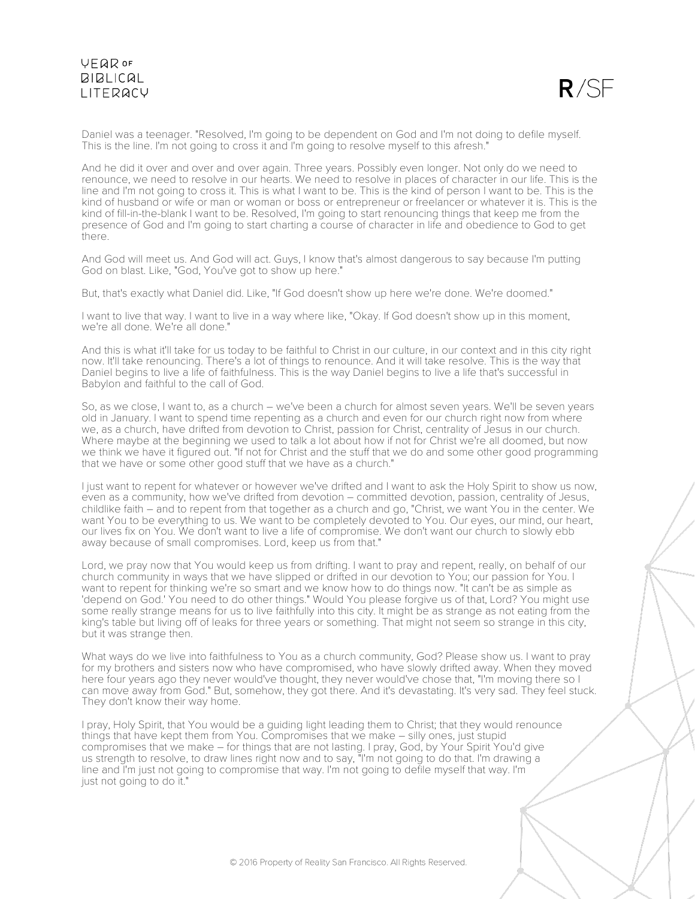Daniel was a teenager. "Resolved, I'm going to be dependent on God and I'm not doing to defile myself. This is the line. I'm not going to cross it and I'm going to resolve myself to this afresh."

And he did it over and over and over again. Three years. Possibly even longer. Not only do we need to renounce, we need to resolve in our hearts. We need to resolve in places of character in our life. This is the line and I'm not going to cross it. This is what I want to be. This is the kind of person I want to be. This is the kind of husband or wife or man or woman or boss or entrepreneur or freelancer or whatever it is. This is the kind of fill-in-the-blank I want to be. Resolved, I'm going to start renouncing things that keep me from the presence of God and I'm going to start charting a course of character in life and obedience to God to get there.

And God will meet us. And God will act. Guys, I know that's almost dangerous to say because I'm putting God on blast. Like, "God, You've got to show up here."

But, that's exactly what Daniel did. Like, "If God doesn't show up here we're done. We're doomed."

I want to live that way. I want to live in a way where like, "Okay. If God doesn't show up in this moment, we're all done. We're all done."

And this is what it'll take for us today to be faithful to Christ in our culture, in our context and in this city right now. It'll take renouncing. There's a lot of things to renounce. And it will take resolve. This is the way that Daniel begins to live a life of faithfulness. This is the way Daniel begins to live a life that's successful in Babylon and faithful to the call of God.

So, as we close, I want to, as a church – we've been a church for almost seven years. We'll be seven years old in January. I want to spend time repenting as a church and even for our church right now from where we, as a church, have drifted from devotion to Christ, passion for Christ, centrality of Jesus in our church. Where maybe at the beginning we used to talk a lot about how if not for Christ we're all doomed, but now we think we have it figured out. "If not for Christ and the stuff that we do and some other good programming that we have or some other good stuff that we have as a church."

I just want to repent for whatever or however we've drifted and I want to ask the Holy Spirit to show us now, even as a community, how we've drifted from devotion – committed devotion, passion, centrality of Jesus, childlike faith – and to repent from that together as a church and go, "Christ, we want You in the center. We want You to be everything to us. We want to be completely devoted to You. Our eyes, our mind, our heart, our lives fix on You. We don't want to live a life of compromise. We don't want our church to slowly ebb away because of small compromises. Lord, keep us from that."

Lord, we pray now that You would keep us from drifting. I want to pray and repent, really, on behalf of our church community in ways that we have slipped or drifted in our devotion to You; our passion for You. I want to repent for thinking we're so smart and we know how to do things now. "It can't be as simple as 'depend on God.' You need to do other things." Would You please forgive us of that, Lord? You might use some really strange means for us to live faithfully into this city. It might be as strange as not eating from the king's table but living off of leaks for three years or something. That might not seem so strange in this city, but it was strange then.

What ways do we live into faithfulness to You as a church community, God? Please show us. I want to pray for my brothers and sisters now who have compromised, who have slowly drifted away. When they moved here four years ago they never would've thought, they never would've chose that, "I'm moving there so I can move away from God." But, somehow, they got there. And it's devastating. It's very sad. They feel stuck. They don't know their way home.

I pray, Holy Spirit, that You would be a guiding light leading them to Christ; that they would renounce things that have kept them from You. Compromises that we make – silly ones, just stupid compromises that we make – for things that are not lasting. I pray, God, by Your Spirit You'd give us strength to resolve, to draw lines right now and to say, "I'm not going to do that. I'm drawing a line and I'm just not going to compromise that way. I'm not going to defile myself that way. I'm just not going to do it."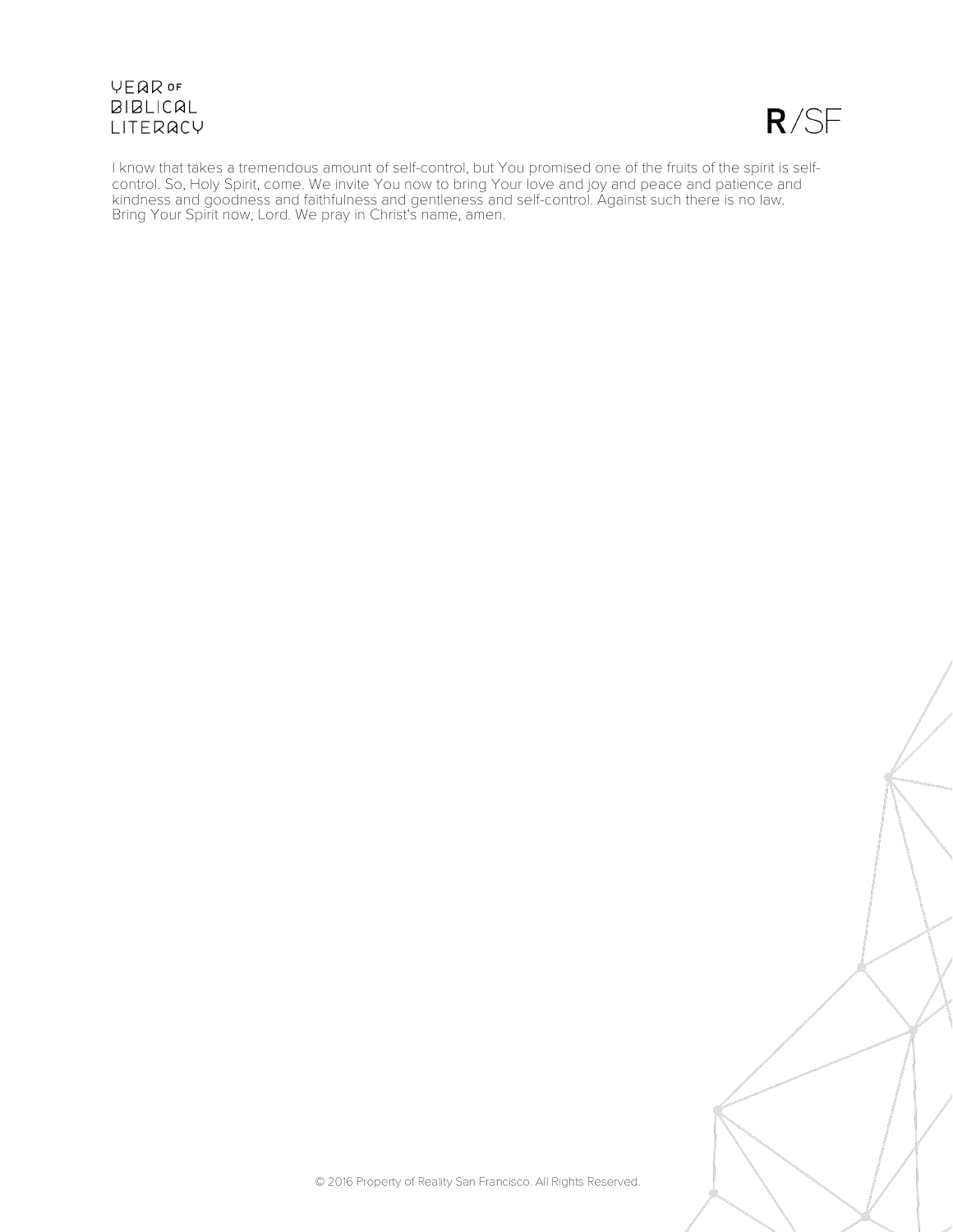I know that takes a tremendous amount of self-control, but You promised one of the fruits of the spirit is self-control. So, Holy Spirit, come. We invite You now to bring Your love and joy and peace and patience and kindness and goodness and faithfulness and gentleness and self-control. Against such there is no law. Bring Your Spirit now, Lord. We pray in Christ's name, amen.